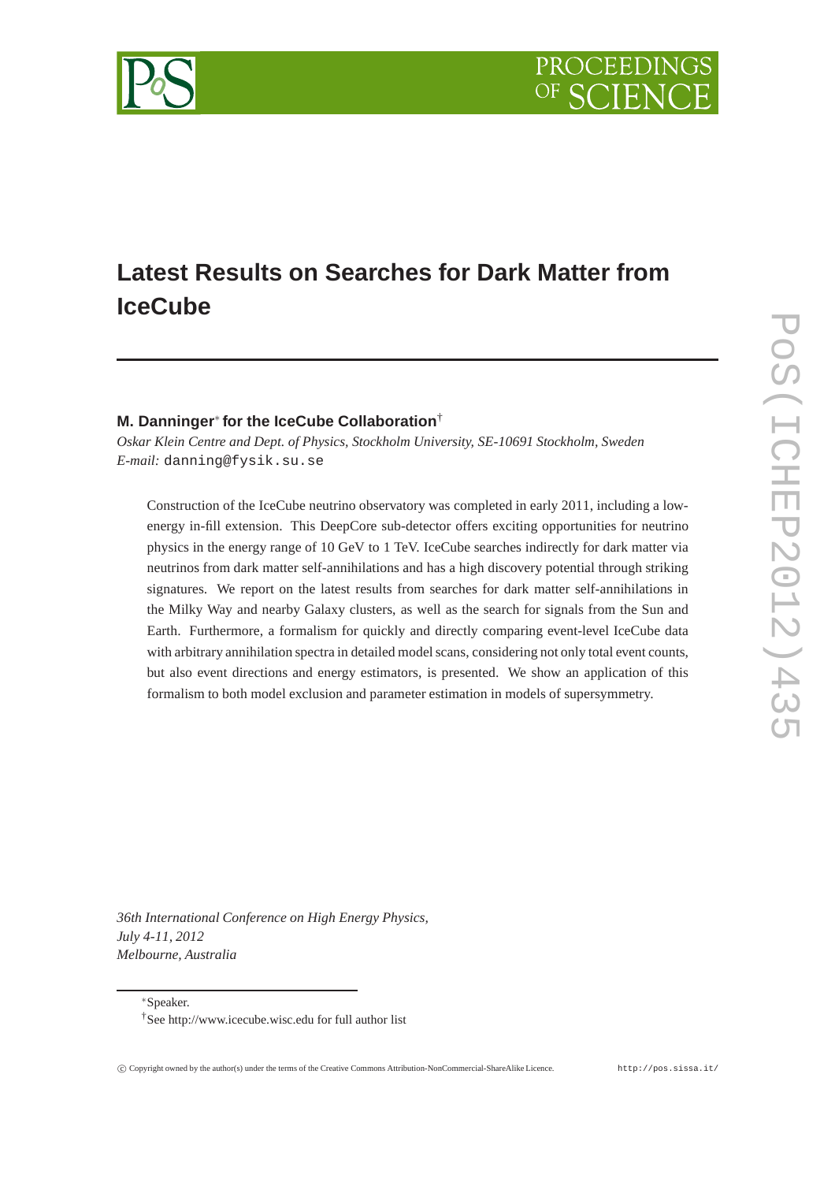# Latest Results on Searches for Dark Matter from IceCube

**M. Danninger[*] for the IceCube Collaboration[†]**

*Oskar Klein Centre and Dept. of Physics, Stockholm University, SE-10691 Stockholm, Sweden*
*E-mail:* danning@fysik.su.se

Construction of the IceCube neutrino observatory was completed in early 2011, including a low-energy in-fill extension. This DeepCore sub-detector offers exciting opportunities for neutrino physics in the energy range of 10 GeV to 1 TeV. IceCube searches indirectly for dark matter via neutrinos from dark matter self-annihilations and has a high discovery potential through striking signatures. We report on the latest results from searches for dark matter self-annihilations in the Milky Way and nearby Galaxy clusters, as well as the search for signals from the Sun and Earth. Furthermore, a formalism for quickly and directly comparing event-level IceCube data with arbitrary annihilation spectra in detailed model scans, considering not only total event counts, but also event directions and energy estimators, is presented. We show an application of this formalism to both model exclusion and parameter estimation in models of supersymmetry.

*36th International Conference on High Energy Physics,*
*July 4-11, 2012*
*Melbourne, Australia*

[*] Speaker.

[†] See http://www.icecube.wisc.edu for full author list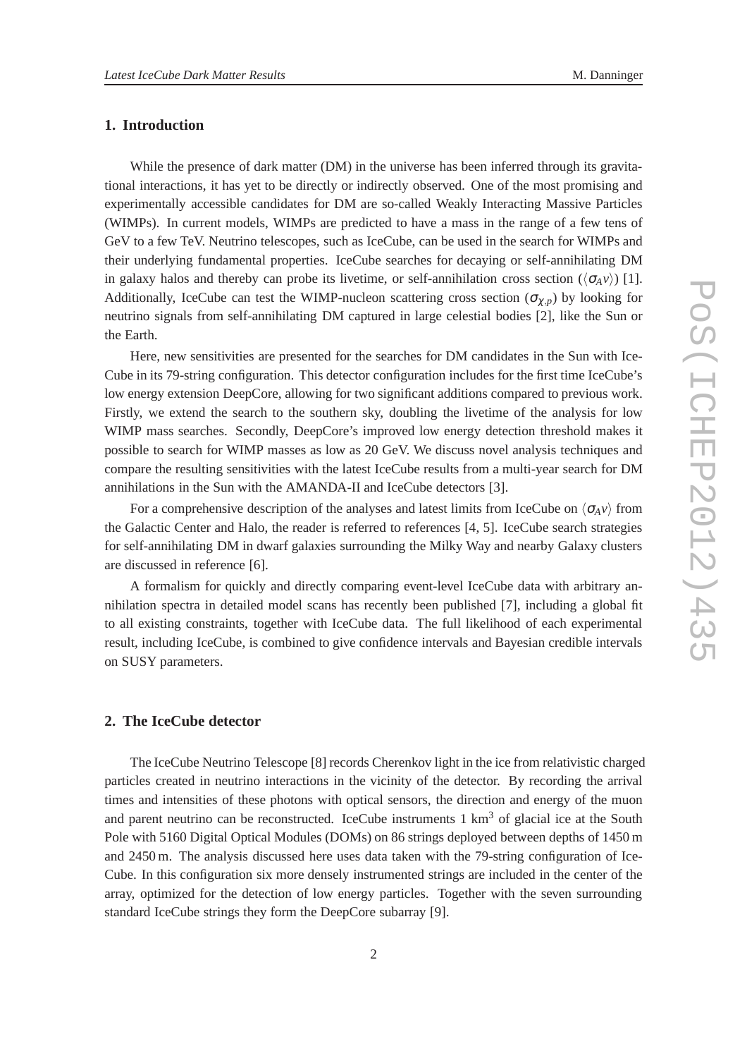## 1. Introduction

While the presence of dark matter (DM) in the universe has been inferred through its gravitational interactions, it has yet to be directly or indirectly observed. One of the most promising and experimentally accessible candidates for DM are so-called Weakly Interacting Massive Particles (WIMPs). In current models, WIMPs are predicted to have a mass in the range of a few tens of GeV to a few TeV. Neutrino telescopes, such as IceCube, can be used in the search for WIMPs and their underlying fundamental properties. IceCube searches for decaying or self-annihilating DM in galaxy halos and thereby can probe its livetime, or self-annihilation cross section ($\langle\sigma_A v\rangle$) [1]. Additionally, IceCube can test the WIMP-nucleon scattering cross section ($\sigma_{\chi,p}$) by looking for neutrino signals from self-annihilating DM captured in large celestial bodies [2], like the Sun or the Earth.

Here, new sensitivities are presented for the searches for DM candidates in the Sun with IceCube in its 79-string configuration. This detector configuration includes for the first time IceCube's low energy extension DeepCore, allowing for two significant additions compared to previous work. Firstly, we extend the search to the southern sky, doubling the livetime of the analysis for low WIMP mass searches. Secondly, DeepCore's improved low energy detection threshold makes it possible to search for WIMP masses as low as 20 GeV. We discuss novel analysis techniques and compare the resulting sensitivities with the latest IceCube results from a multi-year search for DM annihilations in the Sun with the AMANDA-II and IceCube detectors [3].

For a comprehensive description of the analyses and latest limits from IceCube on $\langle\sigma_A v\rangle$ from the Galactic Center and Halo, the reader is referred to references [4, 5]. IceCube search strategies for self-annihilating DM in dwarf galaxies surrounding the Milky Way and nearby Galaxy clusters are discussed in reference [6].

A formalism for quickly and directly comparing event-level IceCube data with arbitrary annihilation spectra in detailed model scans has recently been published [7], including a global fit to all existing constraints, together with IceCube data. The full likelihood of each experimental result, including IceCube, is combined to give confidence intervals and Bayesian credible intervals on SUSY parameters.

## 2. The IceCube detector

The IceCube Neutrino Telescope [8] records Cherenkov light in the ice from relativistic charged particles created in neutrino interactions in the vicinity of the detector. By recording the arrival times and intensities of these photons with optical sensors, the direction and energy of the muon and parent neutrino can be reconstructed. IceCube instruments 1 km$^3$ of glacial ice at the South Pole with 5160 Digital Optical Modules (DOMs) on 86 strings deployed between depths of 1450 m and 2450 m. The analysis discussed here uses data taken with the 79-string configuration of IceCube. In this configuration six more densely instrumented strings are included in the center of the array, optimized for the detection of low energy particles. Together with the seven surrounding standard IceCube strings they form the DeepCore subarray [9].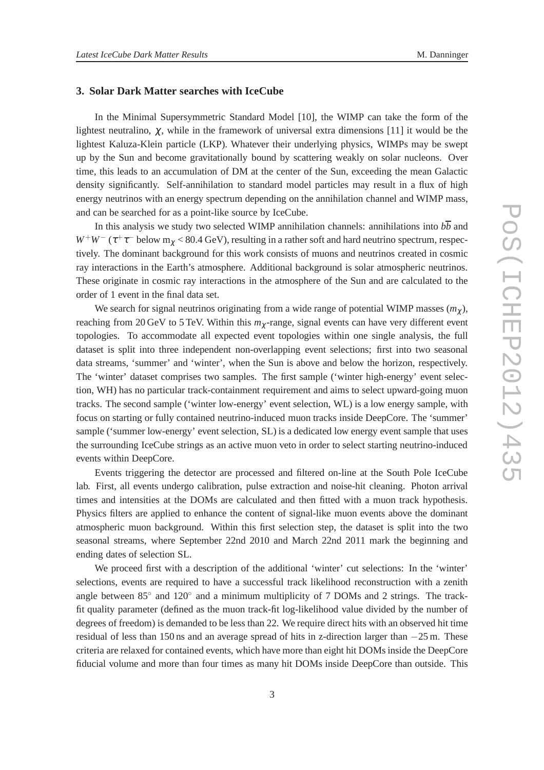## 3. Solar Dark Matter searches with IceCube

In the Minimal Supersymmetric Standard Model [10], the WIMP can take the form of the lightest neutralino, $\chi$, while in the framework of universal extra dimensions [11] it would be the lightest Kaluza-Klein particle (LKP). Whatever their underlying physics, WIMPs may be swept up by the Sun and become gravitationally bound by scattering weakly on solar nucleons. Over time, this leads to an accumulation of DM at the center of the Sun, exceeding the mean Galactic density significantly. Self-annihilation to standard model particles may result in a flux of high energy neutrinos with an energy spectrum depending on the annihilation channel and WIMP mass, and can be searched for as a point-like source by IceCube.

In this analysis we study two selected WIMP annihilation channels: annihilations into $b\overline{b}$ and $W^+W^-$ ($\tau^+\tau^-$ below $\mathrm{m}_\chi < 80.4$ GeV), resulting in a rather soft and hard neutrino spectrum, respectively. The dominant background for this work consists of muons and neutrinos created in cosmic ray interactions in the Earth's atmosphere. Additional background is solar atmospheric neutrinos. These originate in cosmic ray interactions in the atmosphere of the Sun and are calculated to the order of 1 event in the final data set.

We search for signal neutrinos originating from a wide range of potential WIMP masses ($m_\chi$), reaching from 20 GeV to 5 TeV. Within this $m_\chi$-range, signal events can have very different event topologies. To accommodate all expected event topologies within one single analysis, the full dataset is split into three independent non-overlapping event selections; first into two seasonal data streams, 'summer' and 'winter', when the Sun is above and below the horizon, respectively. The 'winter' dataset comprises two samples. The first sample ('winter high-energy' event selection, WH) has no particular track-containment requirement and aims to select upward-going muon tracks. The second sample ('winter low-energy' event selection, WL) is a low energy sample, with focus on starting or fully contained neutrino-induced muon tracks inside DeepCore. The 'summer' sample ('summer low-energy' event selection, SL) is a dedicated low energy event sample that uses the surrounding IceCube strings as an active muon veto in order to select starting neutrino-induced events within DeepCore.

Events triggering the detector are processed and filtered on-line at the South Pole IceCube lab. First, all events undergo calibration, pulse extraction and noise-hit cleaning. Photon arrival times and intensities at the DOMs are calculated and then fitted with a muon track hypothesis. Physics filters are applied to enhance the content of signal-like muon events above the dominant atmospheric muon background. Within this first selection step, the dataset is split into the two seasonal streams, where September 22nd 2010 and March 22nd 2011 mark the beginning and ending dates of selection SL.

We proceed first with a description of the additional 'winter' cut selections: In the 'winter' selections, events are required to have a successful track likelihood reconstruction with a zenith angle between $85^\circ$ and $120^\circ$ and a minimum multiplicity of 7 DOMs and 2 strings. The track-fit quality parameter (defined as the muon track-fit log-likelihood value divided by the number of degrees of freedom) is demanded to be less than 22. We require direct hits with an observed hit time residual of less than 150 ns and an average spread of hits in z-direction larger than $-25$ m. These criteria are relaxed for contained events, which have more than eight hit DOMs inside the DeepCore fiducial volume and more than four times as many hit DOMs inside DeepCore than outside. This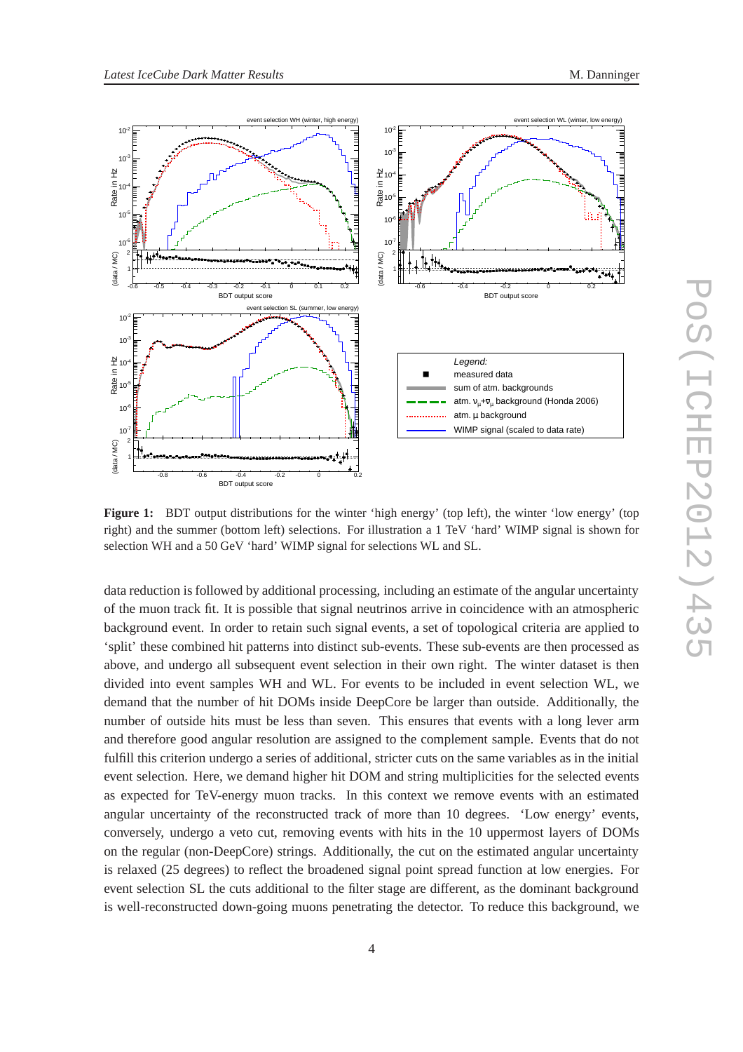**Figure 1:** BDT output distributions for the winter 'high energy' (top left), the winter 'low energy' (top right) and the summer (bottom left) selections. For illustration a 1 TeV 'hard' WIMP signal is shown for selection WH and a 50 GeV 'hard' WIMP signal for selections WL and SL.

data reduction is followed by additional processing, including an estimate of the angular uncertainty of the muon track fit. It is possible that signal neutrinos arrive in coincidence with an atmospheric background event. In order to retain such signal events, a set of topological criteria are applied to 'split' these combined hit patterns into distinct sub-events. These sub-events are then processed as above, and undergo all subsequent event selection in their own right. The winter dataset is then divided into event samples WH and WL. For events to be included in event selection WL, we demand that the number of hit DOMs inside DeepCore be larger than outside. Additionally, the number of outside hits must be less than seven. This ensures that events with a long lever arm and therefore good angular resolution are assigned to the complement sample. Events that do not fulfill this criterion undergo a series of additional, stricter cuts on the same variables as in the initial event selection. Here, we demand higher hit DOM and string multiplicities for the selected events as expected for TeV-energy muon tracks. In this context we remove events with an estimated angular uncertainty of the reconstructed track of more than 10 degrees. 'Low energy' events, conversely, undergo a veto cut, removing events with hits in the 10 uppermost layers of DOMs on the regular (non-DeepCore) strings. Additionally, the cut on the estimated angular uncertainty is relaxed (25 degrees) to reflect the broadened signal point spread function at low energies. For event selection SL the cuts additional to the filter stage are different, as the dominant background is well-reconstructed down-going muons penetrating the detector. To reduce this background, we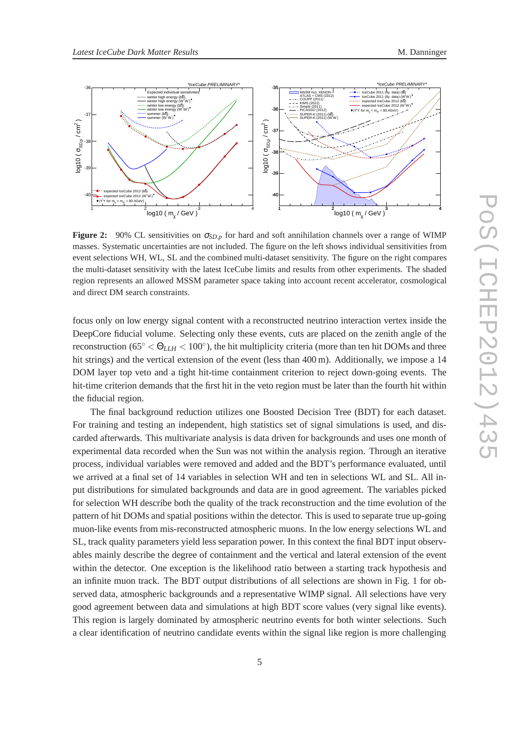**Figure 2:** 90% CL sensitivities on $\sigma_{SD,p}$ for hard and soft annihilation channels over a range of WIMP masses. Systematic uncertainties are not included. The figure on the left shows individual sensitivities from event selections WH, WL, SL and the combined multi-dataset sensitivity. The figure on the right compares the multi-dataset sensitivity with the latest IceCube limits and results from other experiments. The shaded region represents an allowed MSSM parameter space taking into account recent accelerator, cosmological and direct DM search constraints.

focus only on low energy signal content with a reconstructed neutrino interaction vertex inside the DeepCore fiducial volume. Selecting only these events, cuts are placed on the zenith angle of the reconstruction ($65^\circ < \Theta_{LLH} < 100^\circ$), the hit multiplicity criteria (more than ten hit DOMs and three hit strings) and the vertical extension of the event (less than 400 m). Additionally, we impose a 14 DOM layer top veto and a tight hit-time containment criterion to reject down-going events. The hit-time criterion demands that the first hit in the veto region must be later than the fourth hit within the fiducial region.

The final background reduction utilizes one Boosted Decision Tree (BDT) for each dataset. For training and testing an independent, high statistics set of signal simulations is used, and discarded afterwards. This multivariate analysis is data driven for backgrounds and uses one month of experimental data recorded when the Sun was not within the analysis region. Through an iterative process, individual variables were removed and added and the BDT's performance evaluated, until we arrived at a final set of 14 variables in selection WH and ten in selections WL and SL. All input distributions for simulated backgrounds and data are in good agreement. The variables picked for selection WH describe both the quality of the track reconstruction and the time evolution of the pattern of hit DOMs and spatial positions within the detector. This is used to separate true up-going muon-like events from mis-reconstructed atmospheric muons. In the low energy selections WL and SL, track quality parameters yield less separation power. In this context the final BDT input observables mainly describe the degree of containment and the vertical and lateral extension of the event within the detector. One exception is the likelihood ratio between a starting track hypothesis and an infinite muon track. The BDT output distributions of all selections are shown in Fig. 1 for observed data, atmospheric backgrounds and a representative WIMP signal. All selections have very good agreement between data and simulations at high BDT score values (very signal like events). This region is largely dominated by atmospheric neutrino events for both winter selections. Such a clear identification of neutrino candidate events within the signal like region is more challenging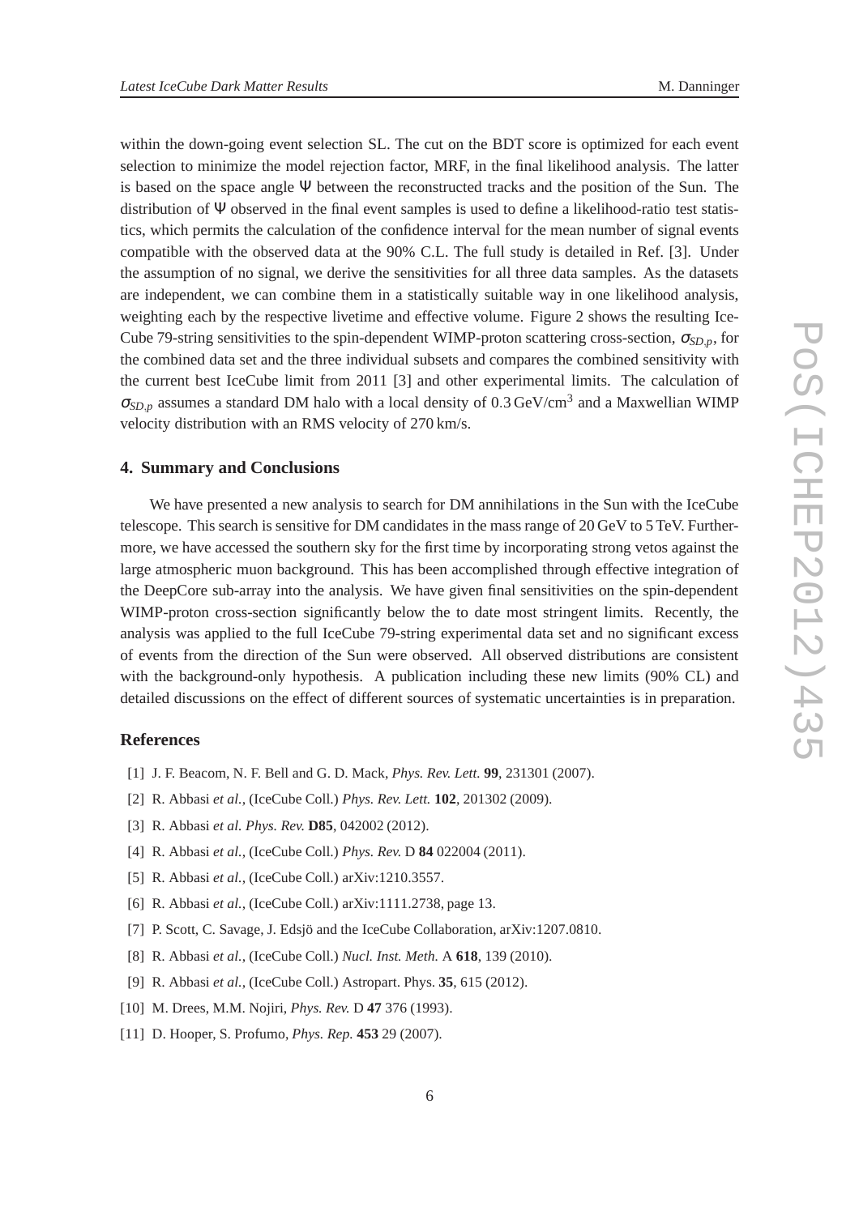within the down-going event selection SL. The cut on the BDT score is optimized for each event selection to minimize the model rejection factor, MRF, in the final likelihood analysis. The latter is based on the space angle $\Psi$ between the reconstructed tracks and the position of the Sun. The distribution of $\Psi$ observed in the final event samples is used to define a likelihood-ratio test statistics, which permits the calculation of the confidence interval for the mean number of signal events compatible with the observed data at the 90% C.L. The full study is detailed in Ref. [3]. Under the assumption of no signal, we derive the sensitivities for all three data samples. As the datasets are independent, we can combine them in a statistically suitable way in one likelihood analysis, weighting each by the respective livetime and effective volume. Figure 2 shows the resulting IceCube 79-string sensitivities to the spin-dependent WIMP-proton scattering cross-section, $\sigma_{SD,p}$, for the combined data set and the three individual subsets and compares the combined sensitivity with the current best IceCube limit from 2011 [3] and other experimental limits. The calculation of $\sigma_{SD,p}$ assumes a standard DM halo with a local density of $0.3\,\mathrm{GeV/cm^3}$ and a Maxwellian WIMP velocity distribution with an RMS velocity of 270 km/s.

## 4. Summary and Conclusions

We have presented a new analysis to search for DM annihilations in the Sun with the IceCube telescope. This search is sensitive for DM candidates in the mass range of 20 GeV to 5 TeV. Furthermore, we have accessed the southern sky for the first time by incorporating strong vetos against the large atmospheric muon background. This has been accomplished through effective integration of the DeepCore sub-array into the analysis. We have given final sensitivities on the spin-dependent WIMP-proton cross-section significantly below the to date most stringent limits. Recently, the analysis was applied to the full IceCube 79-string experimental data set and no significant excess of events from the direction of the Sun were observed. All observed distributions are consistent with the background-only hypothesis. A publication including these new limits (90% CL) and detailed discussions on the effect of different sources of systematic uncertainties is in preparation.

## References

[1] J. F. Beacom, N. F. Bell and G. D. Mack, *Phys. Rev. Lett.* **99**, 231301 (2007).

[2] R. Abbasi *et al.*, (IceCube Coll.) *Phys. Rev. Lett.* **102**, 201302 (2009).

[3] R. Abbasi *et al. Phys. Rev.* **D85**, 042002 (2012).

[4] R. Abbasi *et al.*, (IceCube Coll.) *Phys. Rev.* D **84** 022004 (2011).

[5] R. Abbasi *et al.*, (IceCube Coll.) arXiv:1210.3557.

[6] R. Abbasi *et al.*, (IceCube Coll.) arXiv:1111.2738, page 13.

[7] P. Scott, C. Savage, J. Edsjö and the IceCube Collaboration, arXiv:1207.0810.

[8] R. Abbasi *et al.*, (IceCube Coll.) *Nucl. Inst. Meth.* A **618**, 139 (2010).

[9] R. Abbasi *et al.*, (IceCube Coll.) Astropart. Phys. **35**, 615 (2012).

[10] M. Drees, M.M. Nojiri, *Phys. Rev.* D **47** 376 (1993).

[11] D. Hooper, S. Profumo, *Phys. Rep.* **453** 29 (2007).